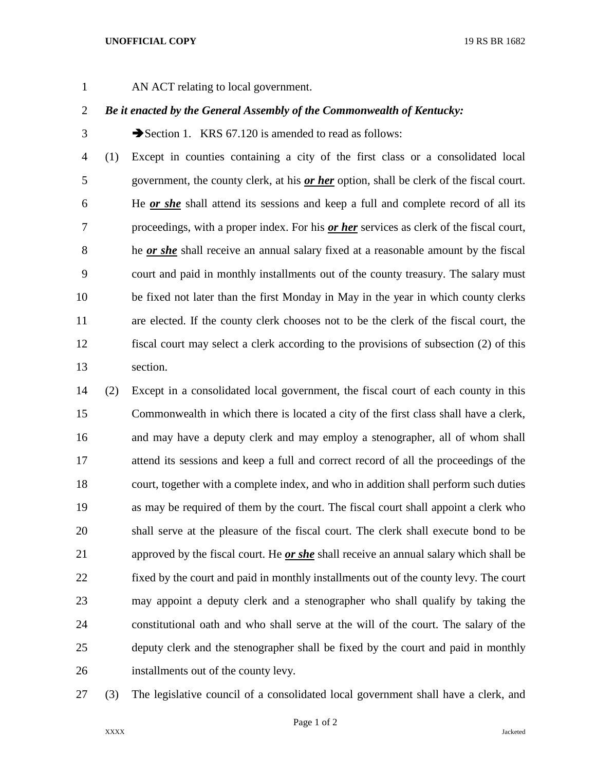AN ACT relating to local government.

***Be it enacted by the General Assembly of the Commonwealth of Kentucky:***

➔Section 1. KRS 67.120 is amended to read as follows:

(1) Except in counties containing a city of the first class or a consolidated local government, the county clerk, at his ***or her*** option, shall be clerk of the fiscal court. He ***or she*** shall attend its sessions and keep a full and complete record of all its proceedings, with a proper index. For his ***or her*** services as clerk of the fiscal court, he ***or she*** shall receive an annual salary fixed at a reasonable amount by the fiscal court and paid in monthly installments out of the county treasury. The salary must be fixed not later than the first Monday in May in the year in which county clerks are elected. If the county clerk chooses not to be the clerk of the fiscal court, the fiscal court may select a clerk according to the provisions of subsection (2) of this section.

(2) Except in a consolidated local government, the fiscal court of each county in this Commonwealth in which there is located a city of the first class shall have a clerk, and may have a deputy clerk and may employ a stenographer, all of whom shall attend its sessions and keep a full and correct record of all the proceedings of the court, together with a complete index, and who in addition shall perform such duties as may be required of them by the court. The fiscal court shall appoint a clerk who shall serve at the pleasure of the fiscal court. The clerk shall execute bond to be approved by the fiscal court. He ***or she*** shall receive an annual salary which shall be fixed by the court and paid in monthly installments out of the county levy. The court may appoint a deputy clerk and a stenographer who shall qualify by taking the constitutional oath and who shall serve at the will of the court. The salary of the deputy clerk and the stenographer shall be fixed by the court and paid in monthly installments out of the county levy.

(3) The legislative council of a consolidated local government shall have a clerk, and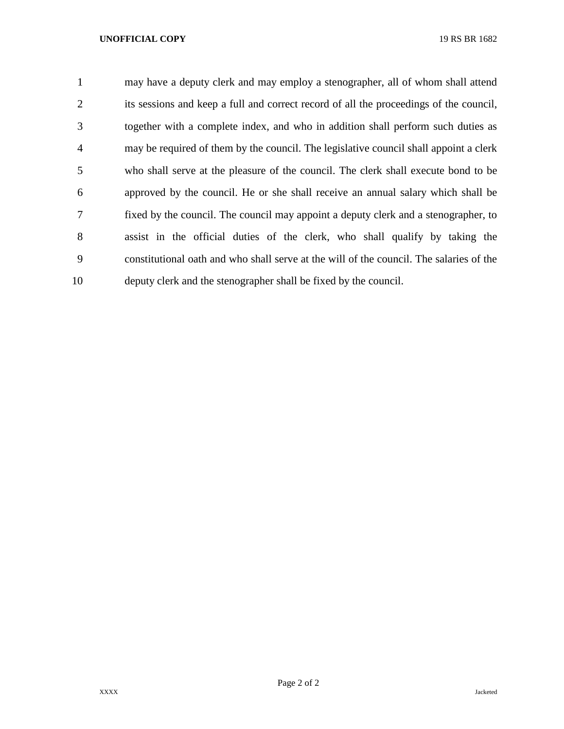may have a deputy clerk and may employ a stenographer, all of whom shall attend its sessions and keep a full and correct record of all the proceedings of the council, together with a complete index, and who in addition shall perform such duties as may be required of them by the council. The legislative council shall appoint a clerk who shall serve at the pleasure of the council. The clerk shall execute bond to be approved by the council. He or she shall receive an annual salary which shall be fixed by the council. The council may appoint a deputy clerk and a stenographer, to assist in the official duties of the clerk, who shall qualify by taking the constitutional oath and who shall serve at the will of the council. The salaries of the deputy clerk and the stenographer shall be fixed by the council.